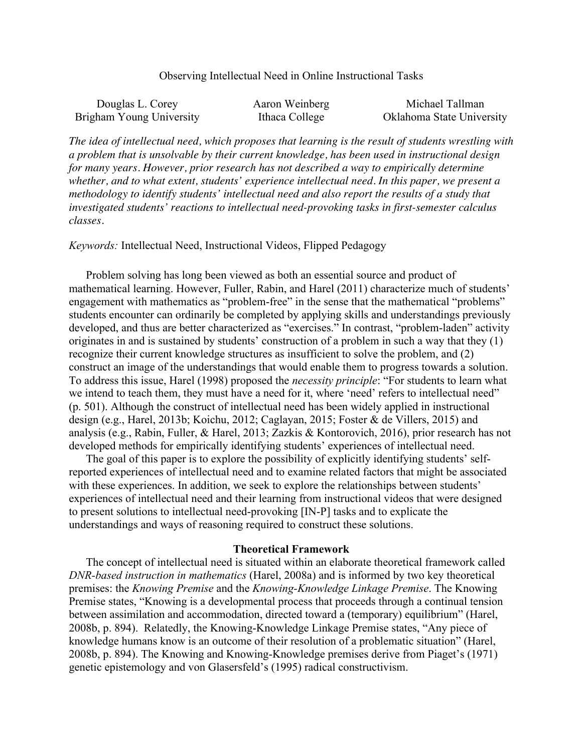# Observing Intellectual Need in Online Instructional Tasks

| Douglas L. Corey | Aaron Weinberg | Michael Tallman |
| --- | --- | --- |
| Brigham Young University | Ithaca College | Oklahoma State University |

*The idea of intellectual need, which proposes that learning is the result of students wrestling with a problem that is unsolvable by their current knowledge, has been used in instructional design for many years. However, prior research has not described a way to empirically determine whether, and to what extent, students' experience intellectual need. In this paper, we present a methodology to identify students' intellectual need and also report the results of a study that investigated students' reactions to intellectual need-provoking tasks in first-semester calculus classes.*

*Keywords:* Intellectual Need, Instructional Videos, Flipped Pedagogy

Problem solving has long been viewed as both an essential source and product of mathematical learning. However, Fuller, Rabin, and Harel (2011) characterize much of students' engagement with mathematics as "problem-free" in the sense that the mathematical "problems" students encounter can ordinarily be completed by applying skills and understandings previously developed, and thus are better characterized as "exercises." In contrast, "problem-laden" activity originates in and is sustained by students' construction of a problem in such a way that they (1) recognize their current knowledge structures as insufficient to solve the problem, and (2) construct an image of the understandings that would enable them to progress towards a solution. To address this issue, Harel (1998) proposed the *necessity principle*: "For students to learn what we intend to teach them, they must have a need for it, where 'need' refers to intellectual need" (p. 501). Although the construct of intellectual need has been widely applied in instructional design (e.g., Harel, 2013b; Koichu, 2012; Caglayan, 2015; Foster & de Villers, 2015) and analysis (e.g., Rabin, Fuller, & Harel, 2013; Zazkis & Kontorovich, 2016), prior research has not developed methods for empirically identifying students' experiences of intellectual need.

The goal of this paper is to explore the possibility of explicitly identifying students' self-reported experiences of intellectual need and to examine related factors that might be associated with these experiences. In addition, we seek to explore the relationships between students' experiences of intellectual need and their learning from instructional videos that were designed to present solutions to intellectual need-provoking [IN-P] tasks and to explicate the understandings and ways of reasoning required to construct these solutions.

## Theoretical Framework

The concept of intellectual need is situated within an elaborate theoretical framework called *DNR-based instruction in mathematics* (Harel, 2008a) and is informed by two key theoretical premises: the *Knowing Premise* and the *Knowing-Knowledge Linkage Premise*. The Knowing Premise states, "Knowing is a developmental process that proceeds through a continual tension between assimilation and accommodation, directed toward a (temporary) equilibrium" (Harel, 2008b, p. 894). Relatedly, the Knowing-Knowledge Linkage Premise states, "Any piece of knowledge humans know is an outcome of their resolution of a problematic situation" (Harel, 2008b, p. 894). The Knowing and Knowing-Knowledge premises derive from Piaget's (1971) genetic epistemology and von Glasersfeld's (1995) radical constructivism.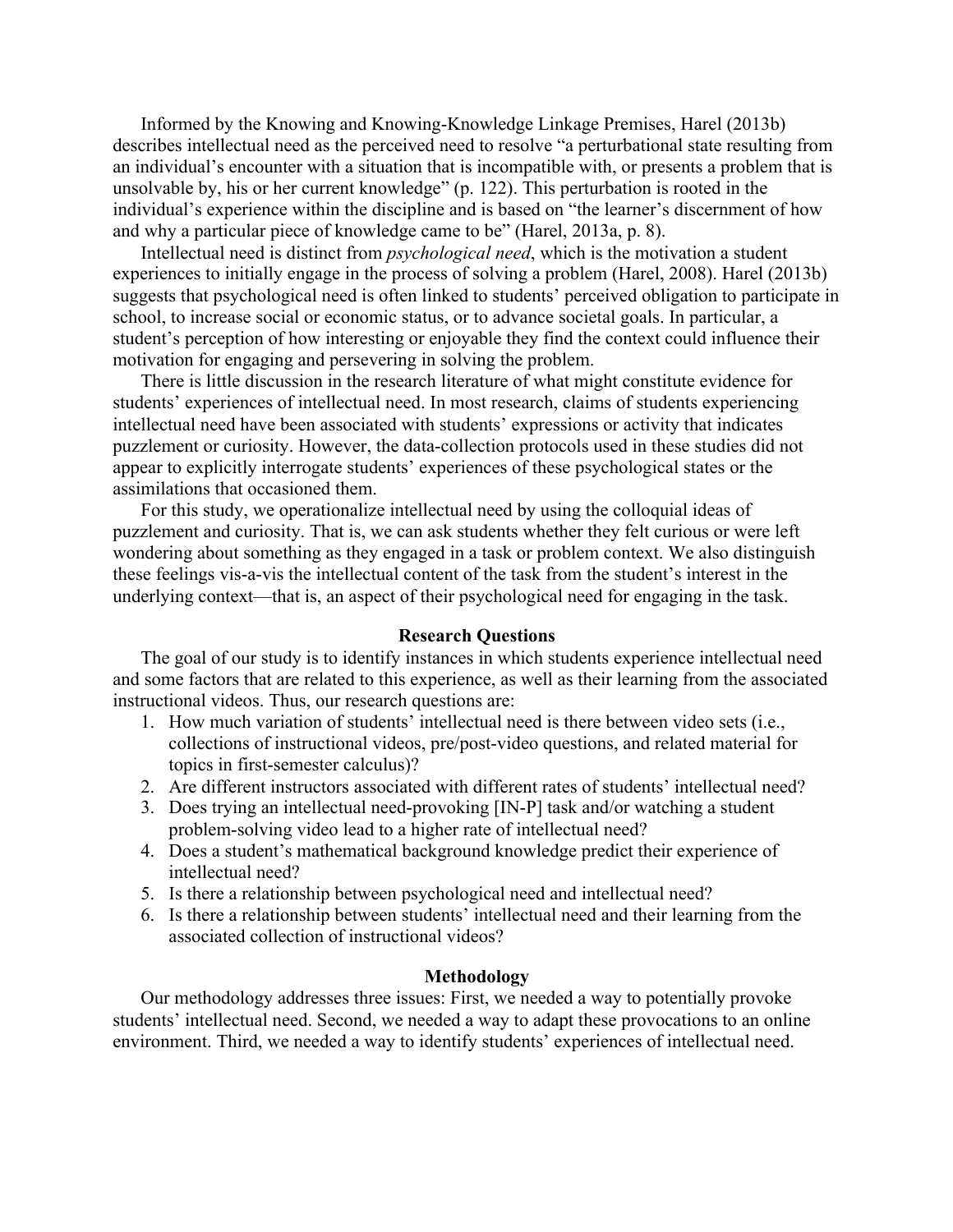Informed by the Knowing and Knowing-Knowledge Linkage Premises, Harel (2013b) describes intellectual need as the perceived need to resolve "a perturbational state resulting from an individual's encounter with a situation that is incompatible with, or presents a problem that is unsolvable by, his or her current knowledge" (p. 122). This perturbation is rooted in the individual's experience within the discipline and is based on "the learner's discernment of how and why a particular piece of knowledge came to be" (Harel, 2013a, p. 8).

Intellectual need is distinct from *psychological need*, which is the motivation a student experiences to initially engage in the process of solving a problem (Harel, 2008). Harel (2013b) suggests that psychological need is often linked to students' perceived obligation to participate in school, to increase social or economic status, or to advance societal goals. In particular, a student's perception of how interesting or enjoyable they find the context could influence their motivation for engaging and persevering in solving the problem.

There is little discussion in the research literature of what might constitute evidence for students' experiences of intellectual need. In most research, claims of students experiencing intellectual need have been associated with students' expressions or activity that indicates puzzlement or curiosity. However, the data-collection protocols used in these studies did not appear to explicitly interrogate students' experiences of these psychological states or the assimilations that occasioned them.

For this study, we operationalize intellectual need by using the colloquial ideas of puzzlement and curiosity. That is, we can ask students whether they felt curious or were left wondering about something as they engaged in a task or problem context. We also distinguish these feelings vis-a-vis the intellectual content of the task from the student's interest in the underlying context—that is, an aspect of their psychological need for engaging in the task.

## Research Questions

The goal of our study is to identify instances in which students experience intellectual need and some factors that are related to this experience, as well as their learning from the associated instructional videos. Thus, our research questions are:

1. How much variation of students' intellectual need is there between video sets (i.e., collections of instructional videos, pre/post-video questions, and related material for topics in first-semester calculus)?
2. Are different instructors associated with different rates of students' intellectual need?
3. Does trying an intellectual need-provoking [IN-P] task and/or watching a student problem-solving video lead to a higher rate of intellectual need?
4. Does a student's mathematical background knowledge predict their experience of intellectual need?
5. Is there a relationship between psychological need and intellectual need?
6. Is there a relationship between students' intellectual need and their learning from the associated collection of instructional videos?

## Methodology

Our methodology addresses three issues: First, we needed a way to potentially provoke students' intellectual need. Second, we needed a way to adapt these provocations to an online environment. Third, we needed a way to identify students' experiences of intellectual need.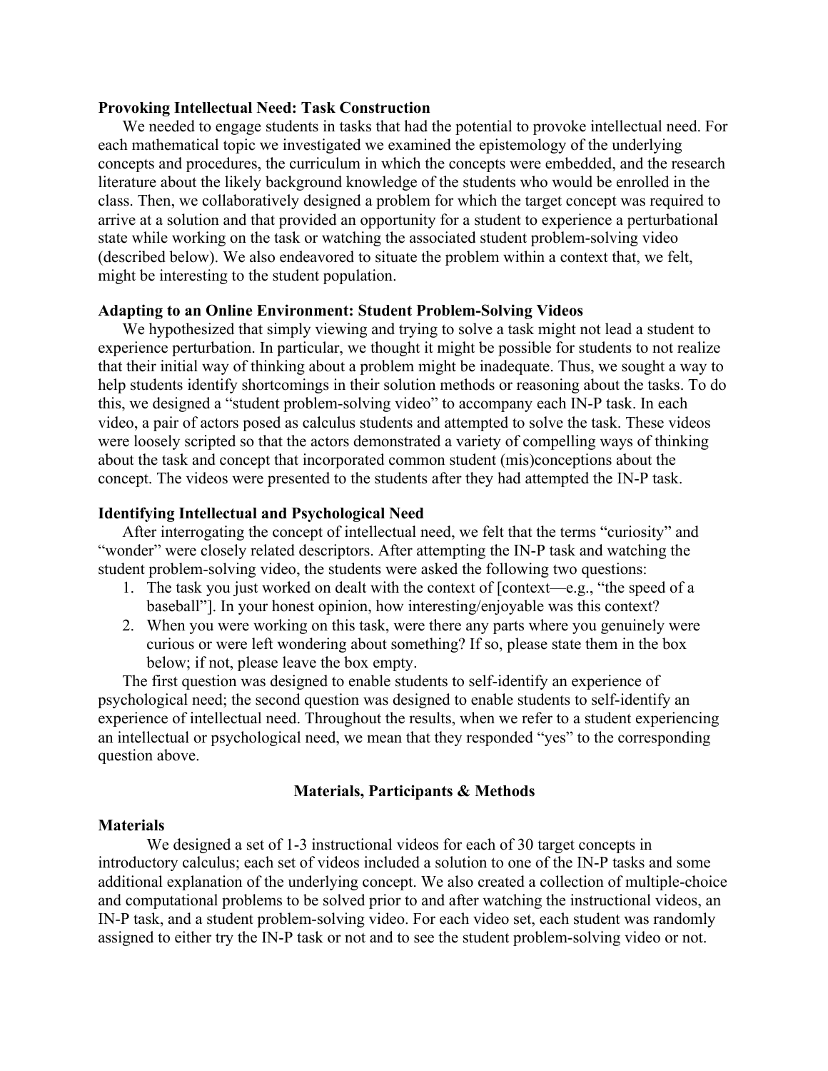**Provoking Intellectual Need: Task Construction**

We needed to engage students in tasks that had the potential to provoke intellectual need. For each mathematical topic we investigated we examined the epistemology of the underlying concepts and procedures, the curriculum in which the concepts were embedded, and the research literature about the likely background knowledge of the students who would be enrolled in the class. Then, we collaboratively designed a problem for which the target concept was required to arrive at a solution and that provided an opportunity for a student to experience a perturbational state while working on the task or watching the associated student problem-solving video (described below). We also endeavored to situate the problem within a context that, we felt, might be interesting to the student population.

**Adapting to an Online Environment: Student Problem-Solving Videos**

We hypothesized that simply viewing and trying to solve a task might not lead a student to experience perturbation. In particular, we thought it might be possible for students to not realize that their initial way of thinking about a problem might be inadequate. Thus, we sought a way to help students identify shortcomings in their solution methods or reasoning about the tasks. To do this, we designed a "student problem-solving video" to accompany each IN-P task. In each video, a pair of actors posed as calculus students and attempted to solve the task. These videos were loosely scripted so that the actors demonstrated a variety of compelling ways of thinking about the task and concept that incorporated common student (mis)conceptions about the concept. The videos were presented to the students after they had attempted the IN-P task.

**Identifying Intellectual and Psychological Need**

After interrogating the concept of intellectual need, we felt that the terms "curiosity" and "wonder" were closely related descriptors. After attempting the IN-P task and watching the student problem-solving video, the students were asked the following two questions:

1. The task you just worked on dealt with the context of [context—e.g., "the speed of a baseball"]. In your honest opinion, how interesting/enjoyable was this context?
2. When you were working on this task, were there any parts where you genuinely were curious or were left wondering about something? If so, please state them in the box below; if not, please leave the box empty.

The first question was designed to enable students to self-identify an experience of psychological need; the second question was designed to enable students to self-identify an experience of intellectual need. Throughout the results, when we refer to a student experiencing an intellectual or psychological need, we mean that they responded "yes" to the corresponding question above.

## Materials, Participants & Methods

**Materials**

We designed a set of 1-3 instructional videos for each of 30 target concepts in introductory calculus; each set of videos included a solution to one of the IN-P tasks and some additional explanation of the underlying concept. We also created a collection of multiple-choice and computational problems to be solved prior to and after watching the instructional videos, an IN-P task, and a student problem-solving video. For each video set, each student was randomly assigned to either try the IN-P task or not and to see the student problem-solving video or not.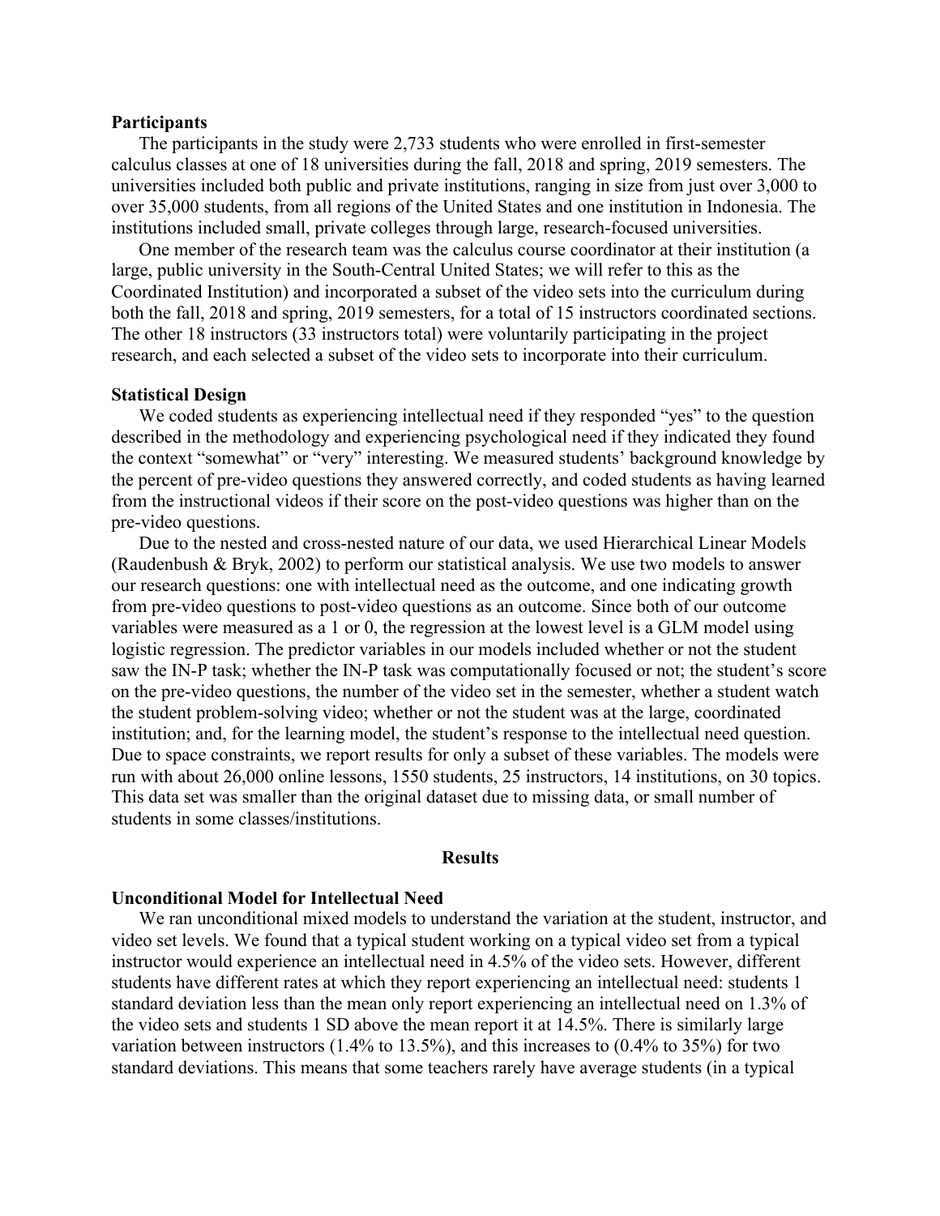**Participants**

The participants in the study were 2,733 students who were enrolled in first-semester calculus classes at one of 18 universities during the fall, 2018 and spring, 2019 semesters. The universities included both public and private institutions, ranging in size from just over 3,000 to over 35,000 students, from all regions of the United States and one institution in Indonesia. The institutions included small, private colleges through large, research-focused universities.

One member of the research team was the calculus course coordinator at their institution (a large, public university in the South-Central United States; we will refer to this as the Coordinated Institution) and incorporated a subset of the video sets into the curriculum during both the fall, 2018 and spring, 2019 semesters, for a total of 15 instructors coordinated sections. The other 18 instructors (33 instructors total) were voluntarily participating in the project research, and each selected a subset of the video sets to incorporate into their curriculum.

**Statistical Design**

We coded students as experiencing intellectual need if they responded "yes" to the question described in the methodology and experiencing psychological need if they indicated they found the context "somewhat" or "very" interesting. We measured students' background knowledge by the percent of pre-video questions they answered correctly, and coded students as having learned from the instructional videos if their score on the post-video questions was higher than on the pre-video questions.

Due to the nested and cross-nested nature of our data, we used Hierarchical Linear Models (Raudenbush & Bryk, 2002) to perform our statistical analysis. We use two models to answer our research questions: one with intellectual need as the outcome, and one indicating growth from pre-video questions to post-video questions as an outcome. Since both of our outcome variables were measured as a 1 or 0, the regression at the lowest level is a GLM model using logistic regression. The predictor variables in our models included whether or not the student saw the IN-P task; whether the IN-P task was computationally focused or not; the student's score on the pre-video questions, the number of the video set in the semester, whether a student watch the student problem-solving video; whether or not the student was at the large, coordinated institution; and, for the learning model, the student's response to the intellectual need question. Due to space constraints, we report results for only a subset of these variables. The models were run with about 26,000 online lessons, 1550 students, 25 instructors, 14 institutions, on 30 topics. This data set was smaller than the original dataset due to missing data, or small number of students in some classes/institutions.

## Results

**Unconditional Model for Intellectual Need**

We ran unconditional mixed models to understand the variation at the student, instructor, and video set levels. We found that a typical student working on a typical video set from a typical instructor would experience an intellectual need in 4.5% of the video sets. However, different students have different rates at which they report experiencing an intellectual need: students 1 standard deviation less than the mean only report experiencing an intellectual need on 1.3% of the video sets and students 1 SD above the mean report it at 14.5%. There is similarly large variation between instructors (1.4% to 13.5%), and this increases to (0.4% to 35%) for two standard deviations. This means that some teachers rarely have average students (in a typical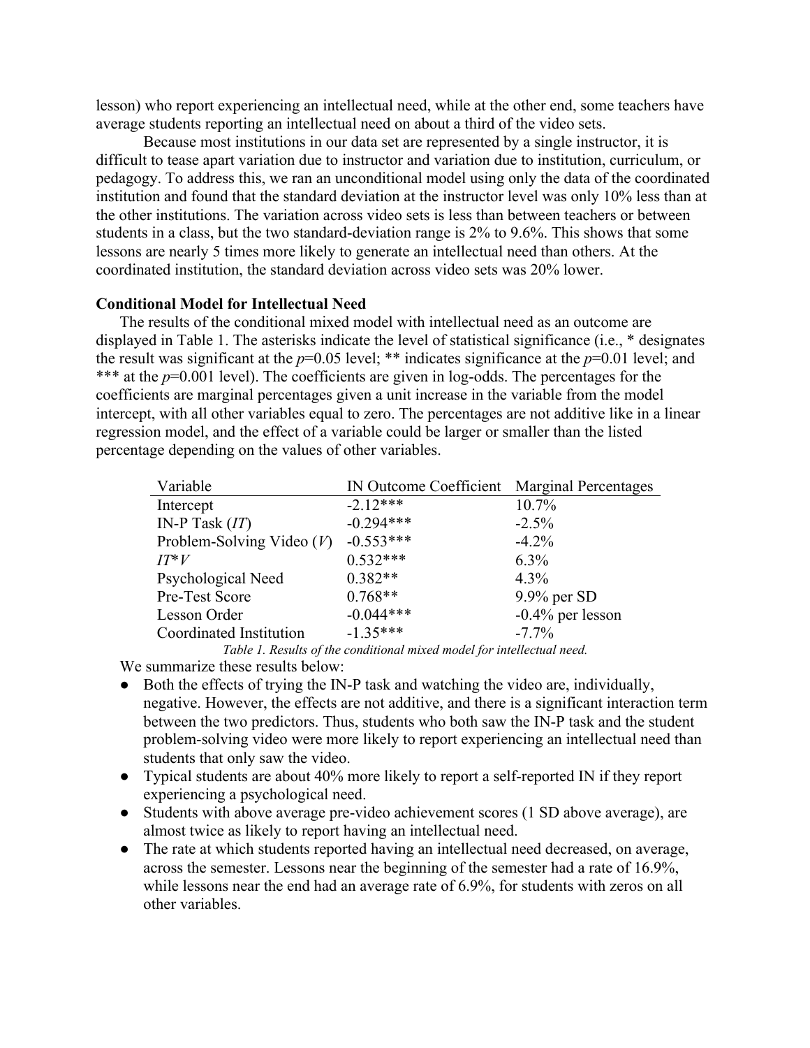lesson) who report experiencing an intellectual need, while at the other end, some teachers have average students reporting an intellectual need on about a third of the video sets.

Because most institutions in our data set are represented by a single instructor, it is difficult to tease apart variation due to instructor and variation due to institution, curriculum, or pedagogy. To address this, we ran an unconditional model using only the data of the coordinated institution and found that the standard deviation at the instructor level was only 10% less than at the other institutions. The variation across video sets is less than between teachers or between students in a class, but the two standard-deviation range is 2% to 9.6%. This shows that some lessons are nearly 5 times more likely to generate an intellectual need than others. At the coordinated institution, the standard deviation across video sets was 20% lower.

### Conditional Model for Intellectual Need

The results of the conditional mixed model with intellectual need as an outcome are displayed in Table 1. The asterisks indicate the level of statistical significance (i.e., * designates the result was significant at the $p$=0.05 level; ** indicates significance at the $p$=0.01 level; and *** at the $p$=0.001 level). The coefficients are given in log-odds. The percentages for the coefficients are marginal percentages given a unit increase in the variable from the model intercept, with all other variables equal to zero. The percentages are not additive like in a linear regression model, and the effect of a variable could be larger or smaller than the listed percentage depending on the values of other variables.

| Variable | IN Outcome Coefficient | Marginal Percentages |
| --- | --- | --- |
| Intercept | -2.12*** | 10.7% |
| IN-P Task (*IT*) | -0.294*** | -2.5% |
| Problem-Solving Video (*V*) | -0.553*** | -4.2% |
| *IT*\**V* | 0.532*** | 6.3% |
| Psychological Need | 0.382** | 4.3% |
| Pre-Test Score | 0.768** | 9.9% per SD |
| Lesson Order | -0.044*** | -0.4% per lesson |
| Coordinated Institution | -1.35*** | -7.7% |

*Table 1. Results of the conditional mixed model for intellectual need.*

We summarize these results below:

- Both the effects of trying the IN-P task and watching the video are, individually, negative. However, the effects are not additive, and there is a significant interaction term between the two predictors. Thus, students who both saw the IN-P task and the student problem-solving video were more likely to report experiencing an intellectual need than students that only saw the video.
- Typical students are about 40% more likely to report a self-reported IN if they report experiencing a psychological need.
- Students with above average pre-video achievement scores (1 SD above average), are almost twice as likely to report having an intellectual need.
- The rate at which students reported having an intellectual need decreased, on average, across the semester. Lessons near the beginning of the semester had a rate of 16.9%, while lessons near the end had an average rate of 6.9%, for students with zeros on all other variables.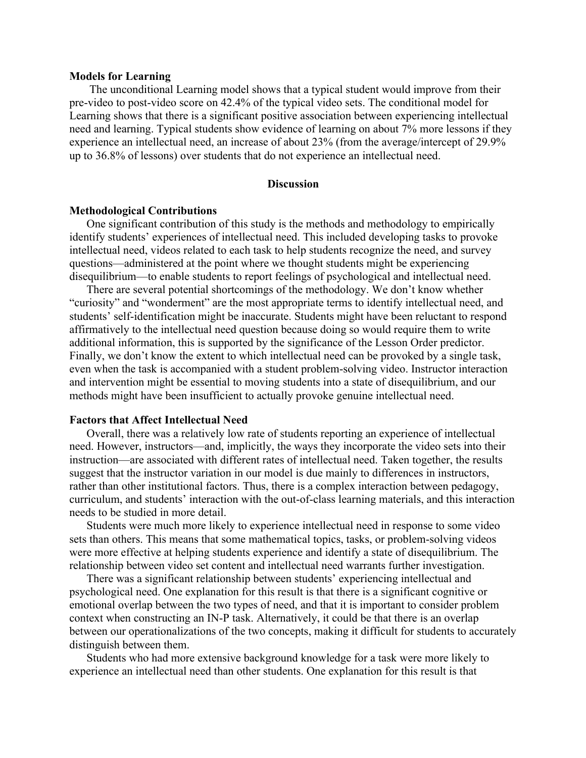**Models for Learning**

The unconditional Learning model shows that a typical student would improve from their pre-video to post-video score on 42.4% of the typical video sets. The conditional model for Learning shows that there is a significant positive association between experiencing intellectual need and learning. Typical students show evidence of learning on about 7% more lessons if they experience an intellectual need, an increase of about 23% (from the average/intercept of 29.9% up to 36.8% of lessons) over students that do not experience an intellectual need.

## Discussion

**Methodological Contributions**

One significant contribution of this study is the methods and methodology to empirically identify students' experiences of intellectual need. This included developing tasks to provoke intellectual need, videos related to each task to help students recognize the need, and survey questions—administered at the point where we thought students might be experiencing disequilibrium—to enable students to report feelings of psychological and intellectual need.

There are several potential shortcomings of the methodology. We don't know whether "curiosity" and "wonderment" are the most appropriate terms to identify intellectual need, and students' self-identification might be inaccurate. Students might have been reluctant to respond affirmatively to the intellectual need question because doing so would require them to write additional information, this is supported by the significance of the Lesson Order predictor. Finally, we don't know the extent to which intellectual need can be provoked by a single task, even when the task is accompanied with a student problem-solving video. Instructor interaction and intervention might be essential to moving students into a state of disequilibrium, and our methods might have been insufficient to actually provoke genuine intellectual need.

**Factors that Affect Intellectual Need**

Overall, there was a relatively low rate of students reporting an experience of intellectual need. However, instructors—and, implicitly, the ways they incorporate the video sets into their instruction—are associated with different rates of intellectual need. Taken together, the results suggest that the instructor variation in our model is due mainly to differences in instructors, rather than other institutional factors. Thus, there is a complex interaction between pedagogy, curriculum, and students' interaction with the out-of-class learning materials, and this interaction needs to be studied in more detail.

Students were much more likely to experience intellectual need in response to some video sets than others. This means that some mathematical topics, tasks, or problem-solving videos were more effective at helping students experience and identify a state of disequilibrium. The relationship between video set content and intellectual need warrants further investigation.

There was a significant relationship between students' experiencing intellectual and psychological need. One explanation for this result is that there is a significant cognitive or emotional overlap between the two types of need, and that it is important to consider problem context when constructing an IN-P task. Alternatively, it could be that there is an overlap between our operationalizations of the two concepts, making it difficult for students to accurately distinguish between them.

Students who had more extensive background knowledge for a task were more likely to experience an intellectual need than other students. One explanation for this result is that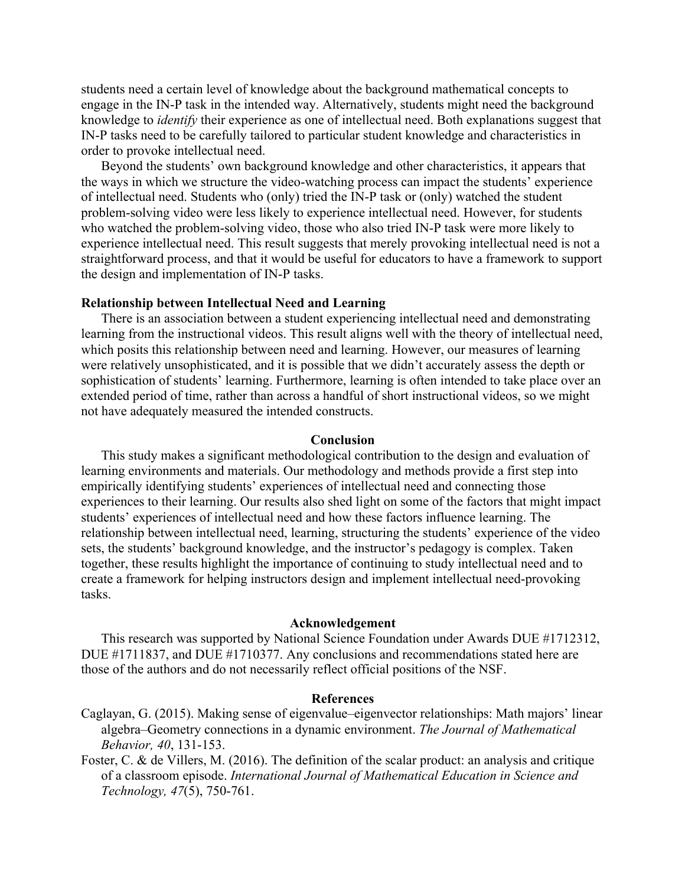students need a certain level of knowledge about the background mathematical concepts to engage in the IN-P task in the intended way. Alternatively, students might need the background knowledge to *identify* their experience as one of intellectual need. Both explanations suggest that IN-P tasks need to be carefully tailored to particular student knowledge and characteristics in order to provoke intellectual need.

Beyond the students' own background knowledge and other characteristics, it appears that the ways in which we structure the video-watching process can impact the students' experience of intellectual need. Students who (only) tried the IN-P task or (only) watched the student problem-solving video were less likely to experience intellectual need. However, for students who watched the problem-solving video, those who also tried IN-P task were more likely to experience intellectual need. This result suggests that merely provoking intellectual need is not a straightforward process, and that it would be useful for educators to have a framework to support the design and implementation of IN-P tasks.

### Relationship between Intellectual Need and Learning

There is an association between a student experiencing intellectual need and demonstrating learning from the instructional videos. This result aligns well with the theory of intellectual need, which posits this relationship between need and learning. However, our measures of learning were relatively unsophisticated, and it is possible that we didn't accurately assess the depth or sophistication of students' learning. Furthermore, learning is often intended to take place over an extended period of time, rather than across a handful of short instructional videos, so we might not have adequately measured the intended constructs.

## Conclusion

This study makes a significant methodological contribution to the design and evaluation of learning environments and materials. Our methodology and methods provide a first step into empirically identifying students' experiences of intellectual need and connecting those experiences to their learning. Our results also shed light on some of the factors that might impact students' experiences of intellectual need and how these factors influence learning. The relationship between intellectual need, learning, structuring the students' experience of the video sets, the students' background knowledge, and the instructor's pedagogy is complex. Taken together, these results highlight the importance of continuing to study intellectual need and to create a framework for helping instructors design and implement intellectual need-provoking tasks.

## Acknowledgement

This research was supported by National Science Foundation under Awards DUE #1712312, DUE #1711837, and DUE #1710377. Any conclusions and recommendations stated here are those of the authors and do not necessarily reflect official positions of the NSF.

## References

Caglayan, G. (2015). Making sense of eigenvalue–eigenvector relationships: Math majors' linear algebra–Geometry connections in a dynamic environment. *The Journal of Mathematical Behavior, 40*, 131-153.

Foster, C. & de Villers, M. (2016). The definition of the scalar product: an analysis and critique of a classroom episode. *International Journal of Mathematical Education in Science and Technology, 47*(5), 750-761.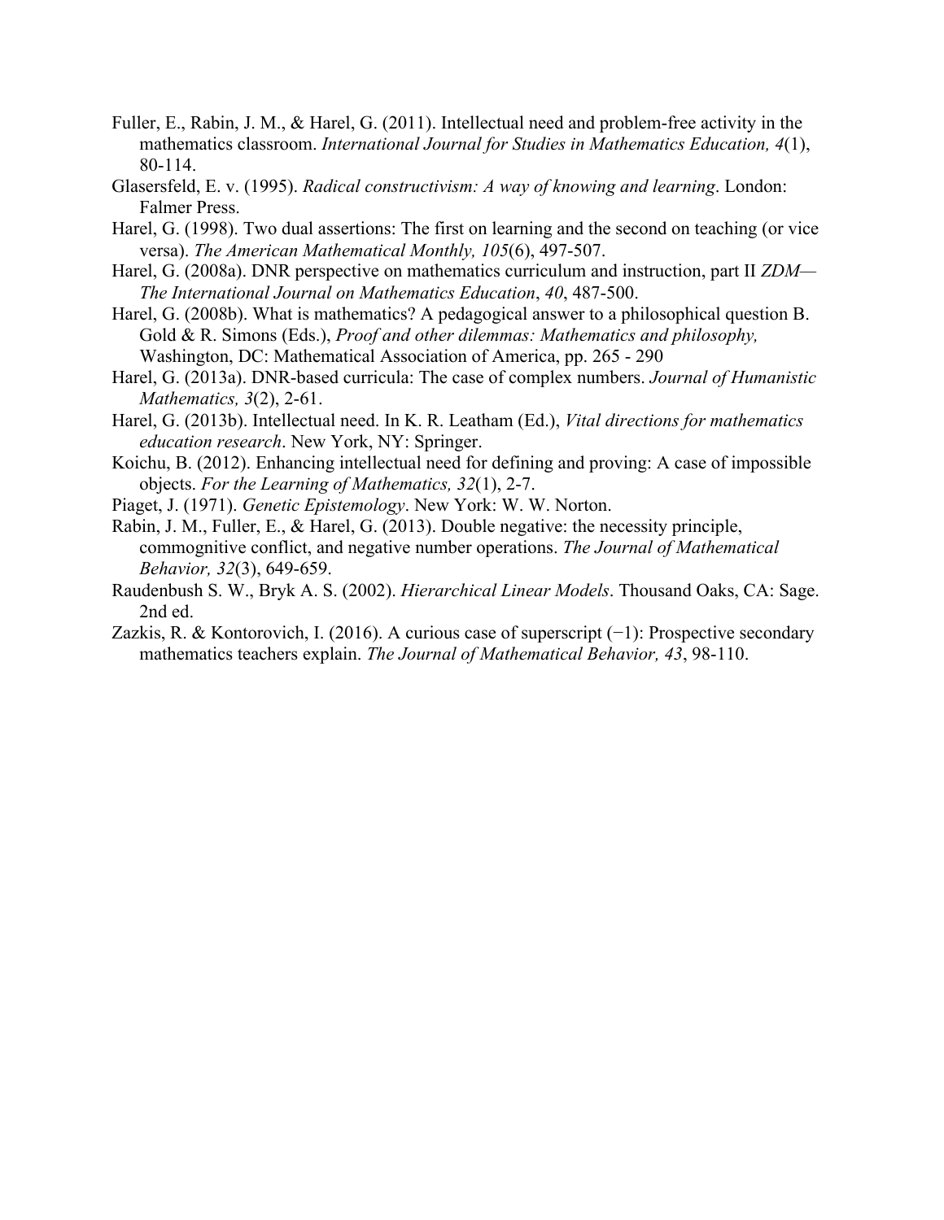Fuller, E., Rabin, J. M., & Harel, G. (2011). Intellectual need and problem-free activity in the mathematics classroom. *International Journal for Studies in Mathematics Education, 4*(1), 80-114.

Glasersfeld, E. v. (1995). *Radical constructivism: A way of knowing and learning*. London: Falmer Press.

Harel, G. (1998). Two dual assertions: The first on learning and the second on teaching (or vice versa). *The American Mathematical Monthly, 105*(6), 497-507.

Harel, G. (2008a). DNR perspective on mathematics curriculum and instruction, part II *ZDM—The International Journal on Mathematics Education*, *40*, 487-500.

Harel, G. (2008b). What is mathematics? A pedagogical answer to a philosophical question B. Gold & R. Simons (Eds.), *Proof and other dilemmas: Mathematics and philosophy,* Washington, DC: Mathematical Association of America, pp. 265 - 290

Harel, G. (2013a). DNR-based curricula: The case of complex numbers. *Journal of Humanistic Mathematics, 3*(2), 2-61.

Harel, G. (2013b). Intellectual need. In K. R. Leatham (Ed.), *Vital directions for mathematics education research*. New York, NY: Springer.

Koichu, B. (2012). Enhancing intellectual need for defining and proving: A case of impossible objects. *For the Learning of Mathematics, 32*(1), 2-7.

Piaget, J. (1971). *Genetic Epistemology*. New York: W. W. Norton.

Rabin, J. M., Fuller, E., & Harel, G. (2013). Double negative: the necessity principle, commognitive conflict, and negative number operations. *The Journal of Mathematical Behavior, 32*(3), 649-659.

Raudenbush S. W., Bryk A. S. (2002). *Hierarchical Linear Models*. Thousand Oaks, CA: Sage. 2nd ed.

Zazkis, R. & Kontorovich, I. (2016). A curious case of superscript (−1): Prospective secondary mathematics teachers explain. *The Journal of Mathematical Behavior, 43*, 98-110.